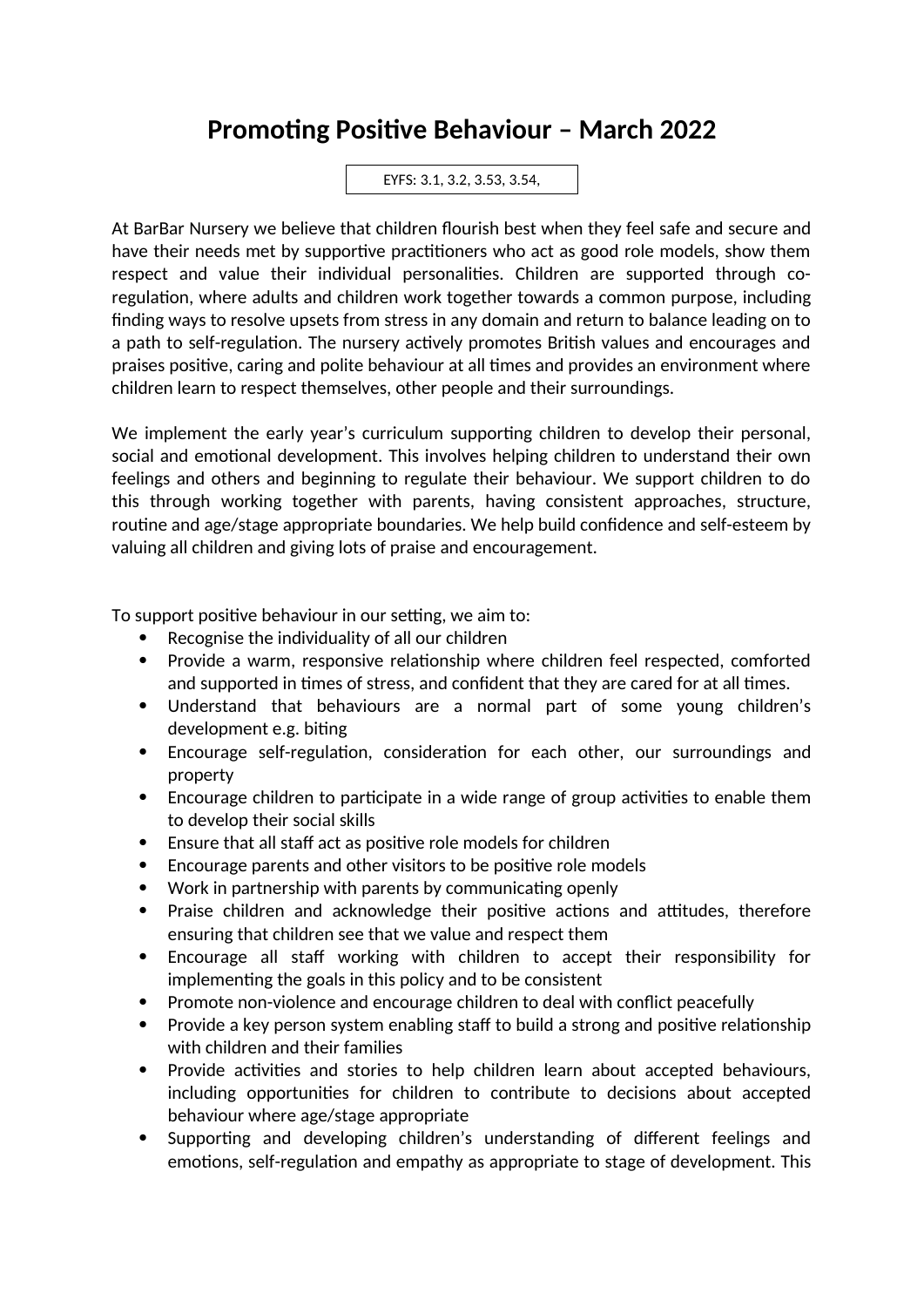# Promoting Positive Behaviour – March 2022

EYFS: 3.1, 3.2, 3.53, 3.54,

At BarBar Nursery we believe that children flourish best when they feel safe and secure and have their needs met by supportive practitioners who act as good role models, show them respect and value their individual personalities. Children are supported through co-regulation, where adults and children work together towards a common purpose, including finding ways to resolve upsets from stress in any domain and return to balance leading on to a path to self-regulation. The nursery actively promotes British values and encourages and praises positive, caring and polite behaviour at all times and provides an environment where children learn to respect themselves, other people and their surroundings.

We implement the early year's curriculum supporting children to develop their personal, social and emotional development. This involves helping children to understand their own feelings and others and beginning to regulate their behaviour. We support children to do this through working together with parents, having consistent approaches, structure, routine and age/stage appropriate boundaries. We help build confidence and self-esteem by valuing all children and giving lots of praise and encouragement.

To support positive behaviour in our setting, we aim to:

- Recognise the individuality of all our children
- Provide a warm, responsive relationship where children feel respected, comforted and supported in times of stress, and confident that they are cared for at all times.
- Understand that behaviours are a normal part of some young children's development e.g. biting
- Encourage self-regulation, consideration for each other, our surroundings and property
- Encourage children to participate in a wide range of group activities to enable them to develop their social skills
- Ensure that all staff act as positive role models for children
- Encourage parents and other visitors to be positive role models
- Work in partnership with parents by communicating openly
- Praise children and acknowledge their positive actions and attitudes, therefore ensuring that children see that we value and respect them
- Encourage all staff working with children to accept their responsibility for implementing the goals in this policy and to be consistent
- Promote non-violence and encourage children to deal with conflict peacefully
- Provide a key person system enabling staff to build a strong and positive relationship with children and their families
- Provide activities and stories to help children learn about accepted behaviours, including opportunities for children to contribute to decisions about accepted behaviour where age/stage appropriate
- Supporting and developing children's understanding of different feelings and emotions, self-regulation and empathy as appropriate to stage of development. This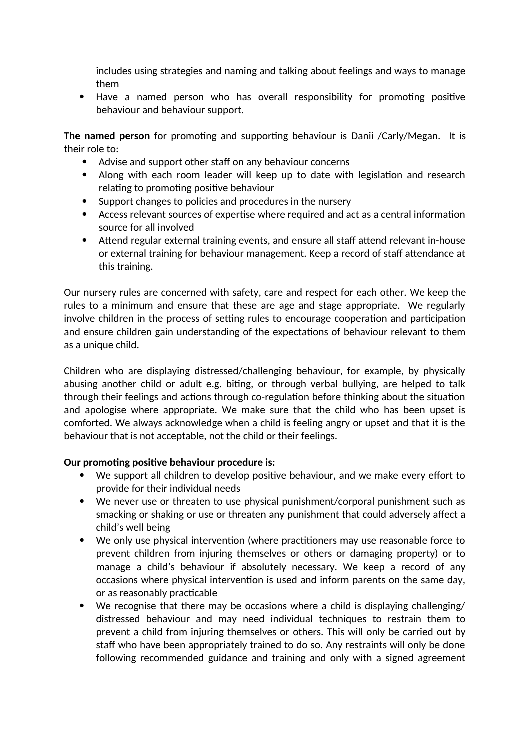includes using strategies and naming and talking about feelings and ways to manage them

- Have a named person who has overall responsibility for promoting positive behaviour and behaviour support.

**The named person** for promoting and supporting behaviour is Danii /Carly/Megan.  It is their role to:

- Advise and support other staff on any behaviour concerns
- Along with each room leader will keep up to date with legislation and research relating to promoting positive behaviour
- Support changes to policies and procedures in the nursery
- Access relevant sources of expertise where required and act as a central information source for all involved
- Attend regular external training events, and ensure all staff attend relevant in-house or external training for behaviour management. Keep a record of staff attendance at this training.

Our nursery rules are concerned with safety, care and respect for each other. We keep the rules to a minimum and ensure that these are age and stage appropriate.  We regularly involve children in the process of setting rules to encourage cooperation and participation and ensure children gain understanding of the expectations of behaviour relevant to them as a unique child.

Children who are displaying distressed/challenging behaviour, for example, by physically abusing another child or adult e.g. biting, or through verbal bullying, are helped to talk through their feelings and actions through co-regulation before thinking about the situation and apologise where appropriate. We make sure that the child who has been upset is comforted. We always acknowledge when a child is feeling angry or upset and that it is the behaviour that is not acceptable, not the child or their feelings.

**Our promoting positive behaviour procedure is:**

- We support all children to develop positive behaviour, and we make every effort to provide for their individual needs
- We never use or threaten to use physical punishment/corporal punishment such as smacking or shaking or use or threaten any punishment that could adversely affect a child's well being
- We only use physical intervention (where practitioners may use reasonable force to prevent children from injuring themselves or others or damaging property) or to manage a child's behaviour if absolutely necessary. We keep a record of any occasions where physical intervention is used and inform parents on the same day, or as reasonably practicable
- We recognise that there may be occasions where a child is displaying challenging/ distressed behaviour and may need individual techniques to restrain them to prevent a child from injuring themselves or others. This will only be carried out by staff who have been appropriately trained to do so. Any restraints will only be done following recommended guidance and training and only with a signed agreement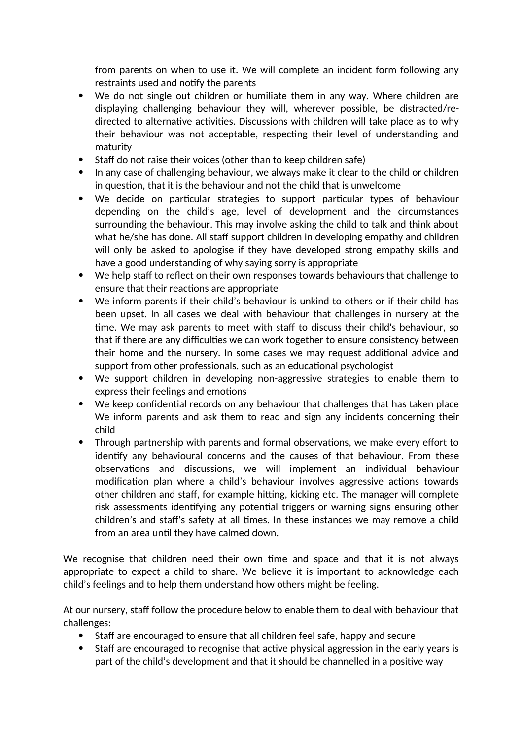from parents on when to use it. We will complete an incident form following any restraints used and notify the parents

- We do not single out children or humiliate them in any way. Where children are displaying challenging behaviour they will, wherever possible, be distracted/re-directed to alternative activities. Discussions with children will take place as to why their behaviour was not acceptable, respecting their level of understanding and maturity
- Staff do not raise their voices (other than to keep children safe)
- In any case of challenging behaviour, we always make it clear to the child or children in question, that it is the behaviour and not the child that is unwelcome
- We decide on particular strategies to support particular types of behaviour depending on the child's age, level of development and the circumstances surrounding the behaviour. This may involve asking the child to talk and think about what he/she has done. All staff support children in developing empathy and children will only be asked to apologise if they have developed strong empathy skills and have a good understanding of why saying sorry is appropriate
- We help staff to reflect on their own responses towards behaviours that challenge to ensure that their reactions are appropriate
- We inform parents if their child's behaviour is unkind to others or if their child has been upset. In all cases we deal with behaviour that challenges in nursery at the time. We may ask parents to meet with staff to discuss their child's behaviour, so that if there are any difficulties we can work together to ensure consistency between their home and the nursery. In some cases we may request additional advice and support from other professionals, such as an educational psychologist
- We support children in developing non-aggressive strategies to enable them to express their feelings and emotions
- We keep confidential records on any behaviour that challenges that has taken place We inform parents and ask them to read and sign any incidents concerning their child
- Through partnership with parents and formal observations, we make every effort to identify any behavioural concerns and the causes of that behaviour. From these observations and discussions, we will implement an individual behaviour modification plan where a child's behaviour involves aggressive actions towards other children and staff, for example hitting, kicking etc. The manager will complete risk assessments identifying any potential triggers or warning signs ensuring other children's and staff's safety at all times. In these instances we may remove a child from an area until they have calmed down.

We recognise that children need their own time and space and that it is not always appropriate to expect a child to share. We believe it is important to acknowledge each child's feelings and to help them understand how others might be feeling.

At our nursery, staff follow the procedure below to enable them to deal with behaviour that challenges:

- Staff are encouraged to ensure that all children feel safe, happy and secure
- Staff are encouraged to recognise that active physical aggression in the early years is part of the child's development and that it should be channelled in a positive way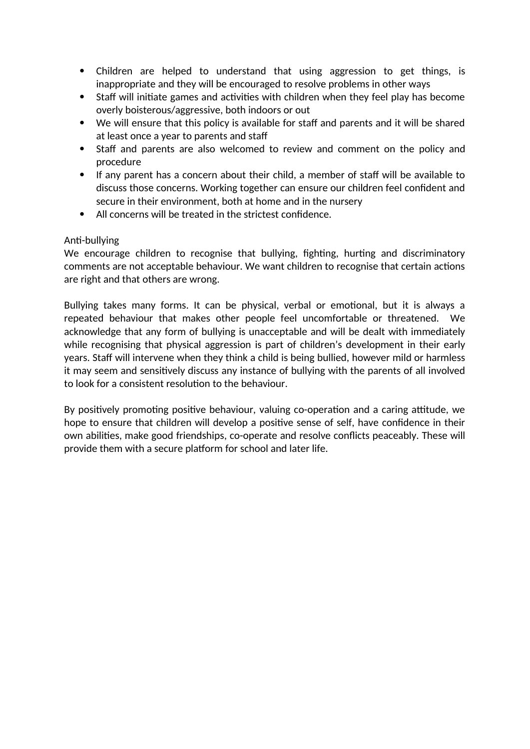- Children are helped to understand that using aggression to get things, is inappropriate and they will be encouraged to resolve problems in other ways
- Staff will initiate games and activities with children when they feel play has become overly boisterous/aggressive, both indoors or out
- We will ensure that this policy is available for staff and parents and it will be shared at least once a year to parents and staff
- Staff and parents are also welcomed to review and comment on the policy and procedure
- If any parent has a concern about their child, a member of staff will be available to discuss those concerns. Working together can ensure our children feel confident and secure in their environment, both at home and in the nursery
- All concerns will be treated in the strictest confidence.

Anti-bullying

We encourage children to recognise that bullying, fighting, hurting and discriminatory comments are not acceptable behaviour. We want children to recognise that certain actions are right and that others are wrong.

Bullying takes many forms. It can be physical, verbal or emotional, but it is always a repeated behaviour that makes other people feel uncomfortable or threatened. We acknowledge that any form of bullying is unacceptable and will be dealt with immediately while recognising that physical aggression is part of children's development in their early years. Staff will intervene when they think a child is being bullied, however mild or harmless it may seem and sensitively discuss any instance of bullying with the parents of all involved to look for a consistent resolution to the behaviour.

By positively promoting positive behaviour, valuing co-operation and a caring attitude, we hope to ensure that children will develop a positive sense of self, have confidence in their own abilities, make good friendships, co-operate and resolve conflicts peaceably. These will provide them with a secure platform for school and later life.